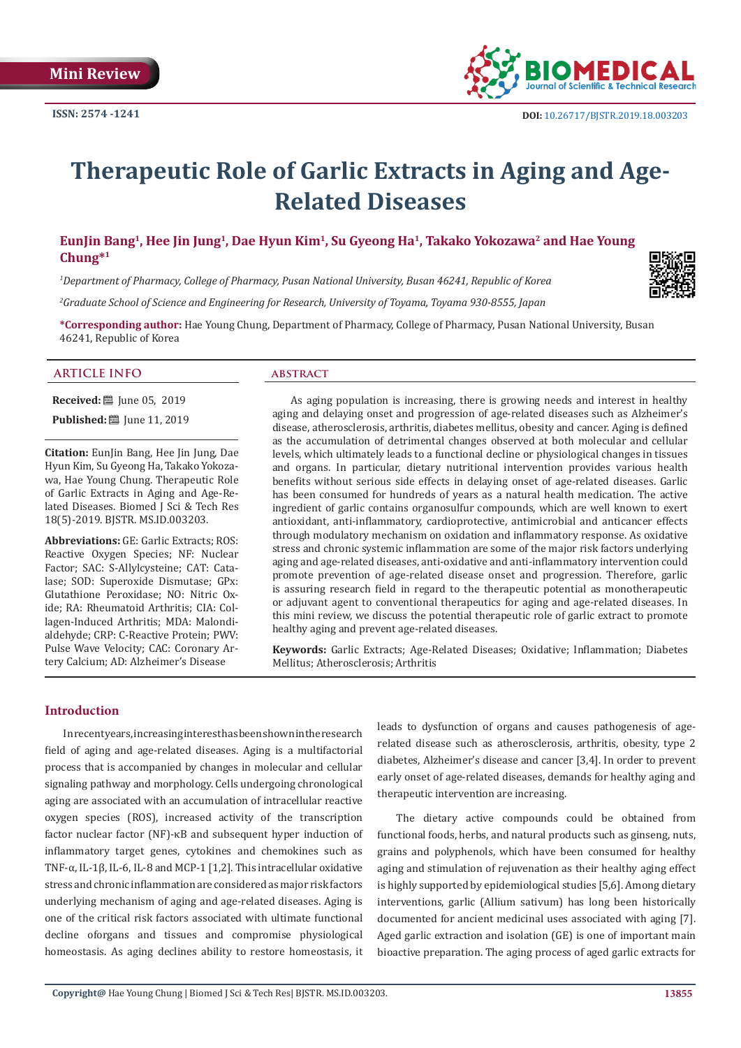Mini Review

ISSN: 2574 -1241

DOI: 10.26717/BJSTR.2019.18.003203

# Therapeutic Role of Garlic Extracts in Aging and Age-Related Diseases

**EunJin Bang[1], Hee Jin Jung[1], Dae Hyun Kim[1], Su Gyeong Ha[1], Takako Yokozawa[2] and Hae Young Chung*[1]**

*[1]Department of Pharmacy, College of Pharmacy, Pusan National University, Busan 46241, Republic of Korea*

*[2]Graduate School of Science and Engineering for Research, University of Toyama, Toyama 930-8555, Japan*

**\*Corresponding author:** Hae Young Chung, Department of Pharmacy, College of Pharmacy, Pusan National University, Busan 46241, Republic of Korea

## ARTICLE INFO

**Received:** June 05, 2019

**Published:** June 11, 2019

**Citation:** EunJin Bang, Hee Jin Jung, Dae Hyun Kim, Su Gyeong Ha, Takako Yokozawa, Hae Young Chung. Therapeutic Role of Garlic Extracts in Aging and Age-Related Diseases. Biomed J Sci & Tech Res 18(5)-2019. BJSTR. MS.ID.003203.

**Abbreviations:** GE: Garlic Extracts; ROS: Reactive Oxygen Species; NF: Nuclear Factor; SAC: S-Allylcysteine; CAT: Catalase; SOD: Superoxide Dismutase; GPx: Glutathione Peroxidase; NO: Nitric Oxide; RA: Rheumatoid Arthritis; CIA: Collagen-Induced Arthritis; MDA: Malondialdehyde; CRP: C-Reactive Protein; PWV: Pulse Wave Velocity; CAC: Coronary Artery Calcium; AD: Alzheimer's Disease

## ABSTRACT

As aging population is increasing, there is growing needs and interest in healthy aging and delaying onset and progression of age-related diseases such as Alzheimer's disease, atherosclerosis, arthritis, diabetes mellitus, obesity and cancer. Aging is defined as the accumulation of detrimental changes observed at both molecular and cellular levels, which ultimately leads to a functional decline or physiological changes in tissues and organs. In particular, dietary nutritional intervention provides various health benefits without serious side effects in delaying onset of age-related diseases. Garlic has been consumed for hundreds of years as a natural health medication. The active ingredient of garlic contains organosulfur compounds, which are well known to exert antioxidant, anti-inflammatory, cardioprotective, antimicrobial and anticancer effects through modulatory mechanism on oxidation and inflammatory response. As oxidative stress and chronic systemic inflammation are some of the major risk factors underlying aging and age-related diseases, anti-oxidative and anti-inflammatory intervention could promote prevention of age-related disease onset and progression. Therefore, garlic is assuring research field in regard to the therapeutic potential as monotherapeutic or adjuvant agent to conventional therapeutics for aging and age-related diseases. In this mini review, we discuss the potential therapeutic role of garlic extract to promote healthy aging and prevent age-related diseases.

**Keywords:** Garlic Extracts; Age-Related Diseases; Oxidative; Inflammation; Diabetes Mellitus; Atherosclerosis; Arthritis

## Introduction

In recent years, increasing interest has been shown in the research field of aging and age-related diseases. Aging is a multifactorial process that is accompanied by changes in molecular and cellular signaling pathway and morphology. Cells undergoing chronological aging are associated with an accumulation of intracellular reactive oxygen species (ROS), increased activity of the transcription factor nuclear factor (NF)-κB and subsequent hyper induction of inflammatory target genes, cytokines and chemokines such as TNF-α, IL-1β, IL-6, IL-8 and MCP-1 [1,2]. This intracellular oxidative stress and chronic inflammation are considered as major risk factors underlying mechanism of aging and age-related diseases. Aging is one of the critical risk factors associated with ultimate functional decline oforgans and tissues and compromise physiological homeostasis. As aging declines ability to restore homeostasis, it leads to dysfunction of organs and causes pathogenesis of age-related disease such as atherosclerosis, arthritis, obesity, type 2 diabetes, Alzheimer's disease and cancer [3,4]. In order to prevent early onset of age-related diseases, demands for healthy aging and therapeutic intervention are increasing.

The dietary active compounds could be obtained from functional foods, herbs, and natural products such as ginseng, nuts, grains and polyphenols, which have been consumed for healthy aging and stimulation of rejuvenation as their healthy aging effect is highly supported by epidemiological studies [5,6]. Among dietary interventions, garlic (Allium sativum) has long been historically documented for ancient medicinal uses associated with aging [7]. Aged garlic extraction and isolation (GE) is one of important main bioactive preparation. The aging process of aged garlic extracts for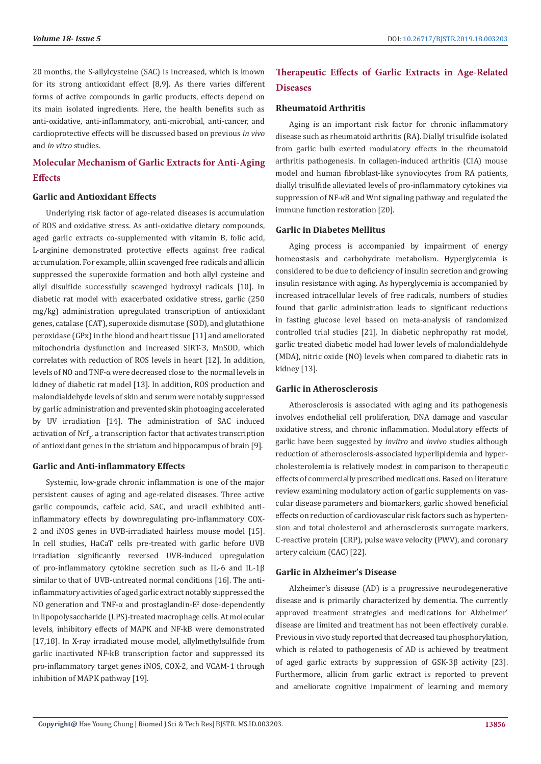20 months, the S-allylcysteine (SAC) is increased, which is known for its strong antioxidant effect [8,9]. As there varies different forms of active compounds in garlic products, effects depend on its main isolated ingredients. Here, the health benefits such as anti-oxidative, anti-inflammatory, anti-microbial, anti-cancer, and cardioprotective effects will be discussed based on previous *in vivo* and *in vitro* studies.

## Molecular Mechanism of Garlic Extracts for Anti-Aging Effects

### Garlic and Antioxidant Effects

Underlying risk factor of age-related diseases is accumulation of ROS and oxidative stress. As anti-oxidative dietary compounds, aged garlic extracts co-supplemented with vitamin B, folic acid, L-arginine demonstrated protective effects against free radical accumulation. For example, alliin scavenged free radicals and allicin suppressed the superoxide formation and both allyl cysteine and allyl disulfide successfully scavenged hydroxyl radicals [10]. In diabetic rat model with exacerbated oxidative stress, garlic (250 mg/kg) administration upregulated transcription of antioxidant genes, catalase (CAT), superoxide dismutase (SOD), and glutathione peroxidase (GPx) in the blood and heart tissue [11] and ameliorated mitochondria dysfunction and increased SIRT-3, MnSOD, which correlates with reduction of ROS levels in heart [12]. In addition, levels of NO and TNF-α were decreased close to the normal levels in kidney of diabetic rat model [13]. In addition, ROS production and malondialdehyde levels of skin and serum were notably suppressed by garlic administration and prevented skin photoaging accelerated by UV irradiation [14]. The administration of SAC induced activation of $Nrf_2$, a transcription factor that activates transcription of antioxidant genes in the striatum and hippocampus of brain [9].

### Garlic and Anti-inflammatory Effects

Systemic, low-grade chronic inflammation is one of the major persistent causes of aging and age-related diseases. Three active garlic compounds, caffeic acid, SAC, and uracil exhibited anti-inflammatory effects by downregulating pro-inflammatory COX-2 and iNOS genes in UVB-irradiated hairless mouse model [15]. In cell studies, HaCaT cells pre-treated with garlic before UVB irradiation significantly reversed UVB-induced upregulation of pro-inflammatory cytokine secretion such as IL-6 and IL-1β similar to that of UVB-untreated normal conditions [16]. The anti-inflammatory activities of aged garlic extract notably suppressed the NO generation and TNF-α and prostaglandin-$E^2$ dose-dependently in lipopolysaccharide (LPS)-treated macrophage cells. At molecular levels, inhibitory effects of MAPK and NF-kB were demonstrated [17,18]. In X-ray irradiated mouse model, allylmethylsulfide from garlic inactivated NF-kB transcription factor and suppressed its pro-inflammatory target genes iNOS, COX-2, and VCAM-1 through inhibition of MAPK pathway [19].

## Therapeutic Effects of Garlic Extracts in Age-Related Diseases

### Rheumatoid Arthritis

Aging is an important risk factor for chronic inflammatory disease such as rheumatoid arthritis (RA). Diallyl trisulfide isolated from garlic bulb exerted modulatory effects in the rheumatoid arthritis pathogenesis. In collagen-induced arthritis (CIA) mouse model and human fibroblast-like synoviocytes from RA patients, diallyl trisulfide alleviated levels of pro-inflammatory cytokines via suppression of NF-κB and Wnt signaling pathway and regulated the immune function restoration [20].

### Garlic in Diabetes Mellitus

Aging process is accompanied by impairment of energy homeostasis and carbohydrate metabolism. Hyperglycemia is considered to be due to deficiency of insulin secretion and growing insulin resistance with aging. As hyperglycemia is accompanied by increased intracellular levels of free radicals, numbers of studies found that garlic administration leads to significant reductions in fasting glucose level based on meta-analysis of randomized controlled trial studies [21]. In diabetic nephropathy rat model, garlic treated diabetic model had lower levels of malondialdehyde (MDA), nitric oxide (NO) levels when compared to diabetic rats in kidney [13].

### Garlic in Atherosclerosis

Atherosclerosis is associated with aging and its pathogenesis involves endothelial cell proliferation, DNA damage and vascular oxidative stress, and chronic inflammation. Modulatory effects of garlic have been suggested by *invitro* and *invivo* studies although reduction of atherosclerosis-associated hyperlipidemia and hypercholesterolemia is relatively modest in comparison to therapeutic effects of commercially prescribed medications. Based on literature review examining modulatory action of garlic supplements on vascular disease parameters and biomarkers, garlic showed beneficial effects on reduction of cardiovascular risk factors such as hypertension and total cholesterol and atherosclerosis surrogate markers, C-reactive protein (CRP), pulse wave velocity (PWV), and coronary artery calcium (CAC) [22].

### Garlic in Alzheimer's Disease

Alzheimer's disease (AD) is a progressive neurodegenerative disease and is primarily characterized by dementia. The currently approved treatment strategies and medications for Alzheimer' disease are limited and treatment has not been effectively curable. Previous in vivo study reported that decreased tau phosphorylation, which is related to pathogenesis of AD is achieved by treatment of aged garlic extracts by suppression of GSK-3β activity [23]. Furthermore, allicin from garlic extract is reported to prevent and ameliorate cognitive impairment of learning and memory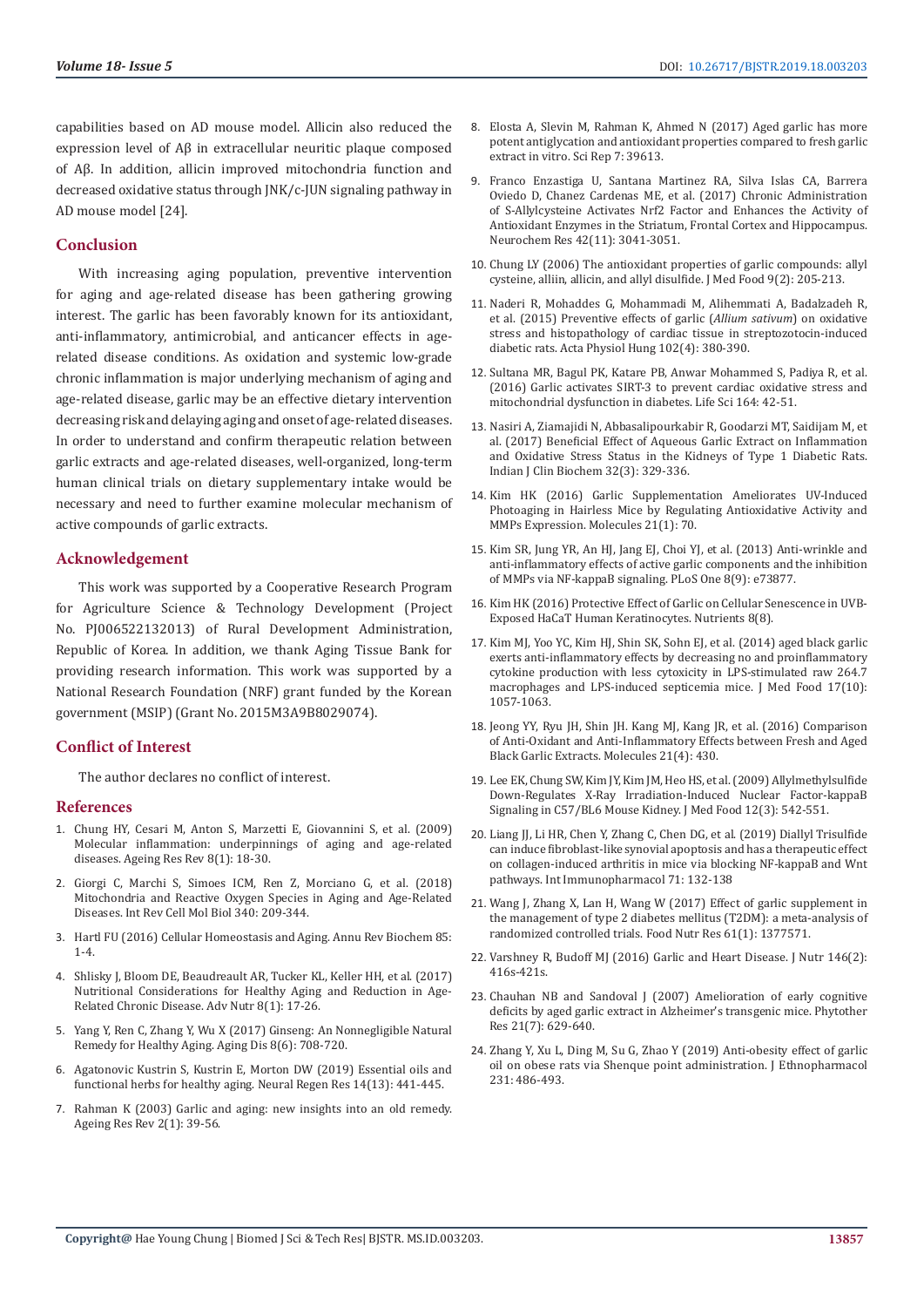capabilities based on AD mouse model. Allicin also reduced the expression level of Aβ in extracellular neuritic plaque composed of Aβ. In addition, allicin improved mitochondria function and decreased oxidative status through JNK/c-JUN signaling pathway in AD mouse model [24].

## Conclusion

With increasing aging population, preventive intervention for aging and age-related disease has been gathering growing interest. The garlic has been favorably known for its antioxidant, anti-inflammatory, antimicrobial, and anticancer effects in age-related disease conditions. As oxidation and systemic low-grade chronic inflammation is major underlying mechanism of aging and age-related disease, garlic may be an effective dietary intervention decreasing risk and delaying aging and onset of age-related diseases. In order to understand and confirm therapeutic relation between garlic extracts and age-related diseases, well-organized, long-term human clinical trials on dietary supplementary intake would be necessary and need to further examine molecular mechanism of active compounds of garlic extracts.

## Acknowledgement

This work was supported by a Cooperative Research Program for Agriculture Science & Technology Development (Project No. PJ006522132013) of Rural Development Administration, Republic of Korea. In addition, we thank Aging Tissue Bank for providing research information. This work was supported by a National Research Foundation (NRF) grant funded by the Korean government (MSIP) (Grant No. 2015M3A9B8029074).

## Conflict of Interest

The author declares no conflict of interest.

## References

1. Chung HY, Cesari M, Anton S, Marzetti E, Giovannini S, et al. (2009) Molecular inflammation: underpinnings of aging and age-related diseases. Ageing Res Rev 8(1): 18-30.
2. Giorgi C, Marchi S, Simoes ICM, Ren Z, Morciano G, et al. (2018) Mitochondria and Reactive Oxygen Species in Aging and Age-Related Diseases. Int Rev Cell Mol Biol 340: 209-344.
3. Hartl FU (2016) Cellular Homeostasis and Aging. Annu Rev Biochem 85: 1-4.
4. Shlisky J, Bloom DE, Beaudreault AR, Tucker KL, Keller HH, et al. (2017) Nutritional Considerations for Healthy Aging and Reduction in Age-Related Chronic Disease. Adv Nutr 8(1): 17-26.
5. Yang Y, Ren C, Zhang Y, Wu X (2017) Ginseng: An Nonnegligible Natural Remedy for Healthy Aging. Aging Dis 8(6): 708-720.
6. Agatonovic Kustrin S, Kustrin E, Morton DW (2019) Essential oils and functional herbs for healthy aging. Neural Regen Res 14(13): 441-445.
7. Rahman K (2003) Garlic and aging: new insights into an old remedy. Ageing Res Rev 2(1): 39-56.
8. Elosta A, Slevin M, Rahman K, Ahmed N (2017) Aged garlic has more potent antiglycation and antioxidant properties compared to fresh garlic extract in vitro. Sci Rep 7: 39613.
9. Franco Enzastiga U, Santana Martinez RA, Silva Islas CA, Barrera Oviedo D, Chanez Cardenas ME, et al. (2017) Chronic Administration of S-Allylcysteine Activates Nrf2 Factor and Enhances the Activity of Antioxidant Enzymes in the Striatum, Frontal Cortex and Hippocampus. Neurochem Res 42(11): 3041-3051.
10. Chung LY (2006) The antioxidant properties of garlic compounds: allyl cysteine, alliin, allicin, and allyl disulfide. J Med Food 9(2): 205-213.
11. Naderi R, Mohaddes G, Mohammadi M, Alihemmati A, Badalzadeh R, et al. (2015) Preventive effects of garlic (*Allium sativum*) on oxidative stress and histopathology of cardiac tissue in streptozotocin-induced diabetic rats. Acta Physiol Hung 102(4): 380-390.
12. Sultana MR, Bagul PK, Katare PB, Anwar Mohammed S, Padiya R, et al. (2016) Garlic activates SIRT-3 to prevent cardiac oxidative stress and mitochondrial dysfunction in diabetes. Life Sci 164: 42-51.
13. Nasiri A, Ziamajidi N, Abbasalipourkabir R, Goodarzi MT, Saidijam M, et al. (2017) Beneficial Effect of Aqueous Garlic Extract on Inflammation and Oxidative Stress Status in the Kidneys of Type 1 Diabetic Rats. Indian J Clin Biochem 32(3): 329-336.
14. Kim HK (2016) Garlic Supplementation Ameliorates UV-Induced Photoaging in Hairless Mice by Regulating Antioxidative Activity and MMPs Expression. Molecules 21(1): 70.
15. Kim SR, Jung YR, An HJ, Jang EJ, Choi YJ, et al. (2013) Anti-wrinkle and anti-inflammatory effects of active garlic components and the inhibition of MMPs via NF-kappaB signaling. PLoS One 8(9): e73877.
16. Kim HK (2016) Protective Effect of Garlic on Cellular Senescence in UVB-Exposed HaCaT Human Keratinocytes. Nutrients 8(8).
17. Kim MJ, Yoo YC, Kim HJ, Shin SK, Sohn EJ, et al. (2014) aged black garlic exerts anti-inflammatory effects by decreasing no and proinflammatory cytokine production with less cytoxicity in LPS-stimulated raw 264.7 macrophages and LPS-induced septicemia mice. J Med Food 17(10): 1057-1063.
18. Jeong YY, Ryu JH, Shin JH. Kang MJ, Kang JR, et al. (2016) Comparison of Anti-Oxidant and Anti-Inflammatory Effects between Fresh and Aged Black Garlic Extracts. Molecules 21(4): 430.
19. Lee EK, Chung SW, Kim JY, Kim JM, Heo HS, et al. (2009) Allylmethylsulfide Down-Regulates X-Ray Irradiation-Induced Nuclear Factor-kappaB Signaling in C57/BL6 Mouse Kidney. J Med Food 12(3): 542-551.
20. Liang JJ, Li HR, Chen Y, Zhang C, Chen DG, et al. (2019) Diallyl Trisulfide can induce fibroblast-like synovial apoptosis and has a therapeutic effect on collagen-induced arthritis in mice via blocking NF-kappaB and Wnt pathways. Int Immunopharmacol 71: 132-138
21. Wang J, Zhang X, Lan H, Wang W (2017) Effect of garlic supplement in the management of type 2 diabetes mellitus (T2DM): a meta-analysis of randomized controlled trials. Food Nutr Res 61(1): 1377571.
22. Varshney R, Budoff MJ (2016) Garlic and Heart Disease. J Nutr 146(2): 416s-421s.
23. Chauhan NB and Sandoval J (2007) Amelioration of early cognitive deficits by aged garlic extract in Alzheimer's transgenic mice. Phytother Res 21(7): 629-640.
24. Zhang Y, Xu L, Ding M, Su G, Zhao Y (2019) Anti-obesity effect of garlic oil on obese rats via Shenque point administration. J Ethnopharmacol 231: 486-493.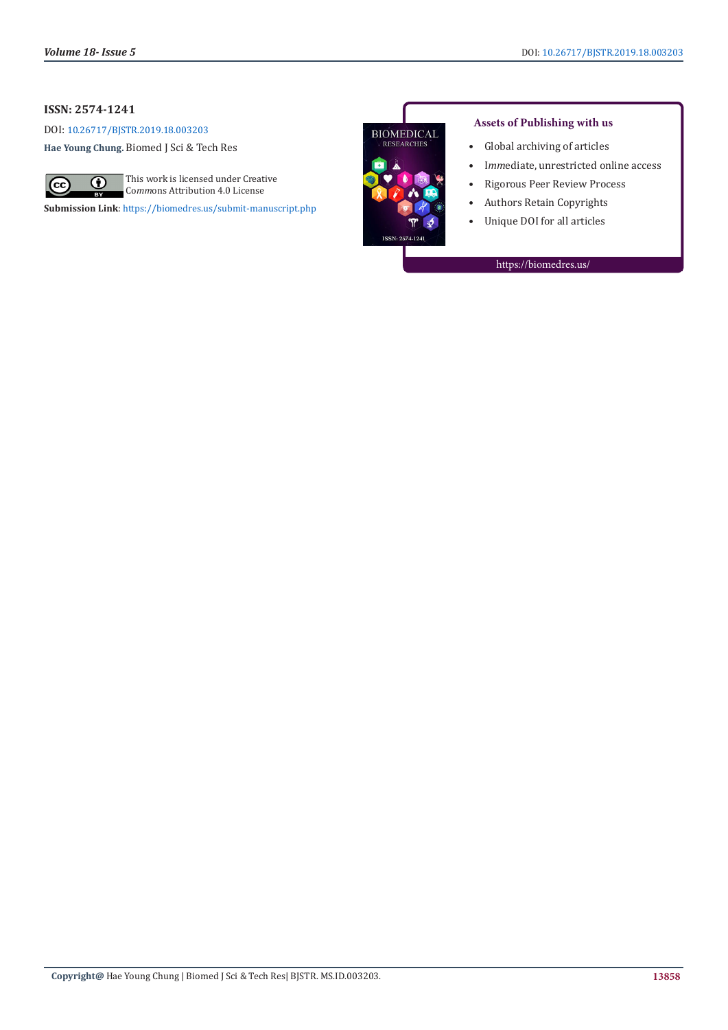**ISSN: 2574-1241**

DOI: 10.26717/BJSTR.2019.18.003203

**Hae Young Chung.** Biomed J Sci & Tech Res

This work is licensed under Creative Commons Attribution 4.0 License

**Submission Link**: https://biomedres.us/submit-manuscript.php

**Assets of Publishing with us**

- Global archiving of articles
- Immediate, unrestricted online access
- Rigorous Peer Review Process
- Authors Retain Copyrights
- Unique DOI for all articles

https://biomedres.us/